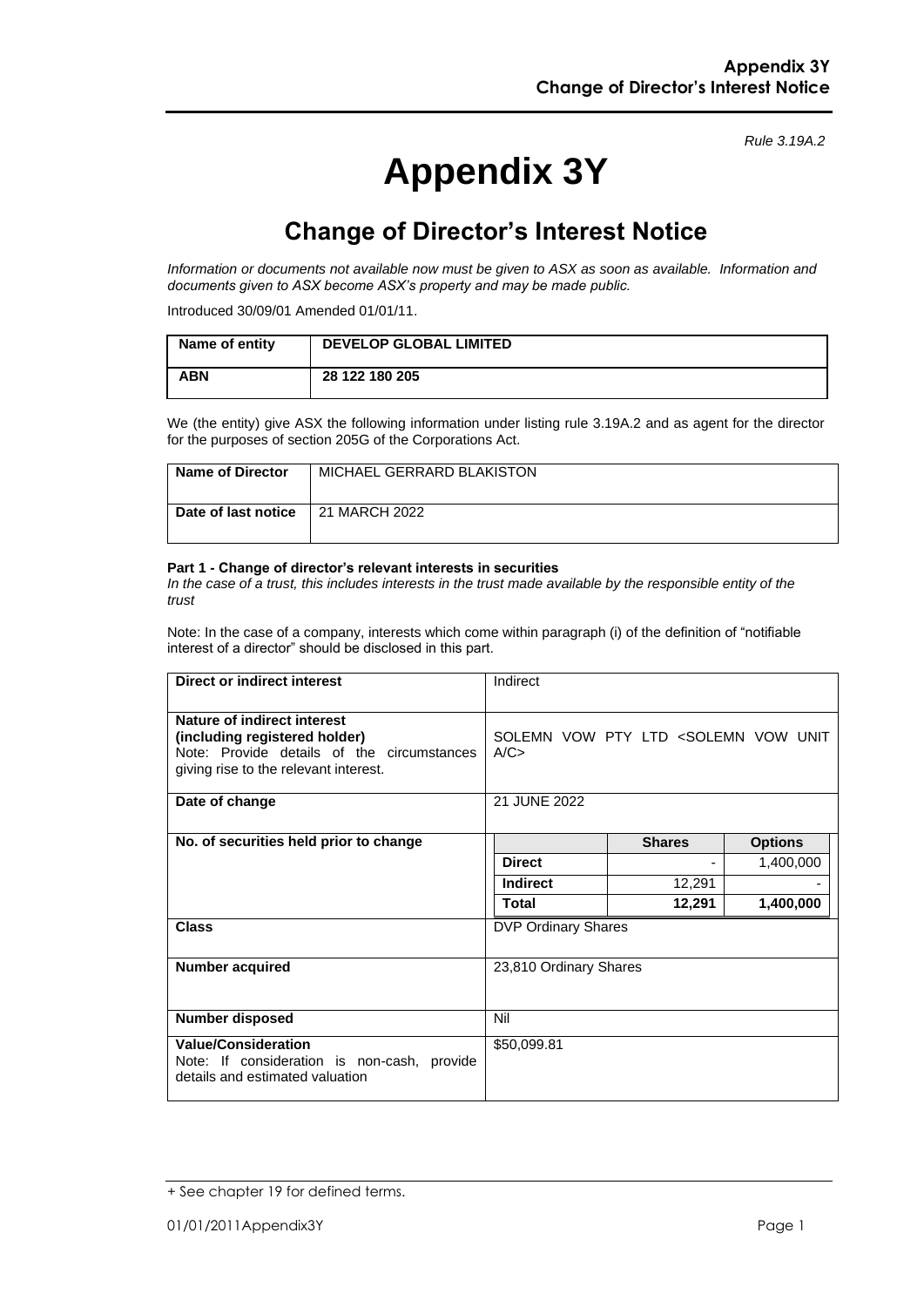Rule 3.19A.2

# Appendix 3Y

## Change of Director's Interest Notice

*Information or documents not available now must be given to ASX as soon as available. Information and documents given to ASX become ASX's property and may be made public.*

Introduced 30/09/01 Amended 01/01/11.

| **Name of entity** | **DEVELOP GLOBAL LIMITED** |
|---|---|
| **ABN** | **28 122 180 205** |

We (the entity) give ASX the following information under listing rule 3.19A.2 and as agent for the director for the purposes of section 205G of the Corporations Act.

| **Name of Director** | MICHAEL GERRARD BLAKISTON |
|---|---|
| **Date of last notice** | 21 MARCH 2022 |

**Part 1 - Change of director's relevant interests in securities**

*In the case of a trust, this includes interests in the trust made available by the responsible entity of the trust*

Note: In the case of a company, interests which come within paragraph (i) of the definition of "notifiable interest of a director" should be disclosed in this part.

| **Direct or indirect interest** | Indirect | | |
|---|---|---|---|
| **Nature of indirect interest (including registered holder)** Note: Provide details of the circumstances giving rise to the relevant interest. | SOLEMN VOW PTY LTD <SOLEMN VOW UNIT A/C> | | |
| **Date of change** | 21 JUNE 2022 | | |
| **No. of securities held prior to change** | | **Shares** | **Options** |
| | **Direct** | - | 1,400,000 |
| | **Indirect** | 12,291 | - |
| | **Total** | **12,291** | **1,400,000** |
| **Class** | DVP Ordinary Shares | | |
| **Number acquired** | 23,810 Ordinary Shares | | |
| **Number disposed** | Nil | | |
| **Value/Consideration** Note: If consideration is non-cash, provide details and estimated valuation | $50,099.81 | | |

+ See chapter 19 for defined terms.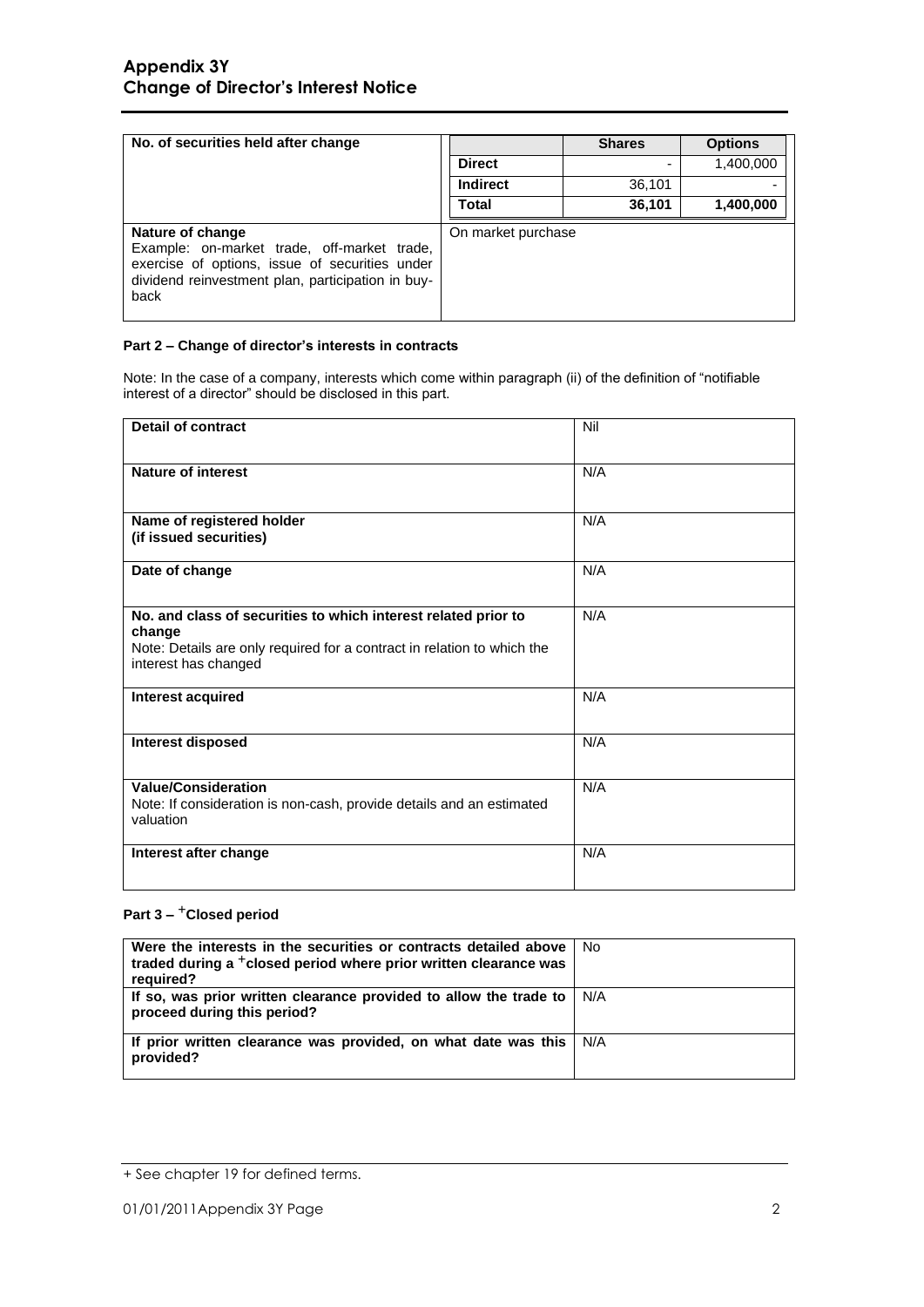| No. of securities held after change | | Shares | Options |
|---|---|---|---|
| | **Direct** | - | 1,400,000 |
| | **Indirect** | 36,101 | - |
| | **Total** | **36,101** | **1,400,000** |

| | |
|---|---|
| **Nature of change** Example: on-market trade, off-market trade, exercise of options, issue of securities under dividend reinvestment plan, participation in buy-back | On market purchase |

**Part 2 – Change of director's interests in contracts**

Note: In the case of a company, interests which come within paragraph (ii) of the definition of "notifiable interest of a director" should be disclosed in this part.

| | |
|---|---|
| **Detail of contract** | Nil |
| **Nature of interest** | N/A |
| **Name of registered holder (if issued securities)** | N/A |
| **Date of change** | N/A |
| **No. and class of securities to which interest related prior to change** Note: Details are only required for a contract in relation to which the interest has changed | N/A |
| **Interest acquired** | N/A |
| **Interest disposed** | N/A |
| **Value/Consideration** Note: If consideration is non-cash, provide details and an estimated valuation | N/A |
| **Interest after change** | N/A |

**Part 3 – +Closed period**

| | |
|---|---|
| **Were the interests in the securities or contracts detailed above traded during a +closed period where prior written clearance was required?** | No |
| **If so, was prior written clearance provided to allow the trade to proceed during this period?** | N/A |
| **If prior written clearance was provided, on what date was this provided?** | N/A |

+ See chapter 19 for defined terms.